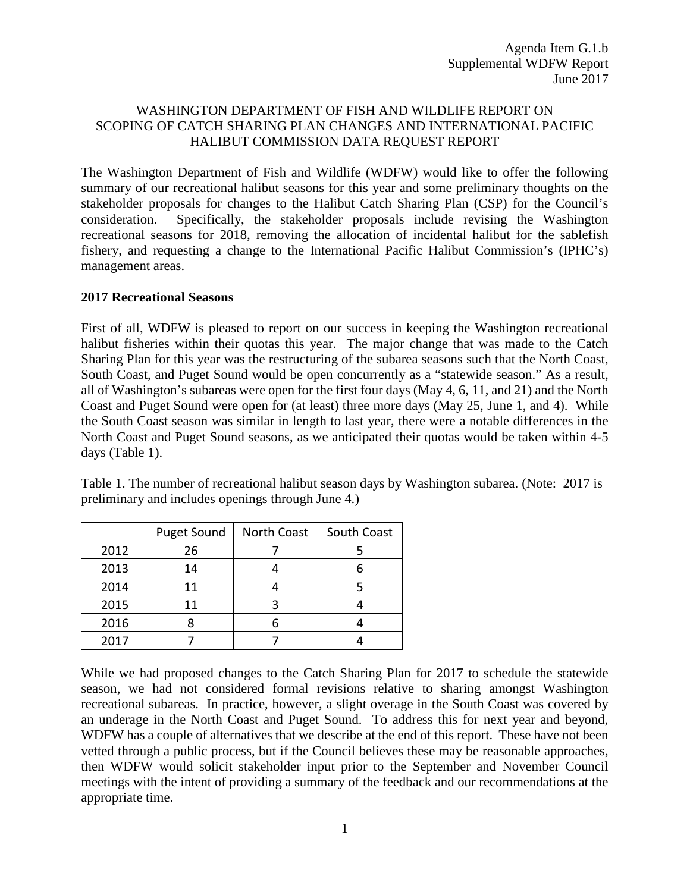Agenda Item G.1.b
Supplemental WDFW Report
June 2017

# WASHINGTON DEPARTMENT OF FISH AND WILDLIFE REPORT ON SCOPING OF CATCH SHARING PLAN CHANGES AND INTERNATIONAL PACIFIC HALIBUT COMMISSION DATA REQUEST REPORT

The Washington Department of Fish and Wildlife (WDFW) would like to offer the following summary of our recreational halibut seasons for this year and some preliminary thoughts on the stakeholder proposals for changes to the Halibut Catch Sharing Plan (CSP) for the Council's consideration. Specifically, the stakeholder proposals include revising the Washington recreational seasons for 2018, removing the allocation of incidental halibut for the sablefish fishery, and requesting a change to the International Pacific Halibut Commission's (IPHC's) management areas.

## 2017 Recreational Seasons

First of all, WDFW is pleased to report on our success in keeping the Washington recreational halibut fisheries within their quotas this year. The major change that was made to the Catch Sharing Plan for this year was the restructuring of the subarea seasons such that the North Coast, South Coast, and Puget Sound would be open concurrently as a "statewide season." As a result, all of Washington's subareas were open for the first four days (May 4, 6, 11, and 21) and the North Coast and Puget Sound were open for (at least) three more days (May 25, June 1, and 4). While the South Coast season was similar in length to last year, there were a notable differences in the North Coast and Puget Sound seasons, as we anticipated their quotas would be taken within 4-5 days (Table 1).

Table 1. The number of recreational halibut season days by Washington subarea. (Note: 2017 is preliminary and includes openings through June 4.)

| | Puget Sound | North Coast | South Coast |
|---|---|---|---|
| 2012 | 26 | 7 | 5 |
| 2013 | 14 | 4 | 6 |
| 2014 | 11 | 4 | 5 |
| 2015 | 11 | 3 | 4 |
| 2016 | 8 | 6 | 4 |
| 2017 | 7 | 7 | 4 |

While we had proposed changes to the Catch Sharing Plan for 2017 to schedule the statewide season, we had not considered formal revisions relative to sharing amongst Washington recreational subareas. In practice, however, a slight overage in the South Coast was covered by an underage in the North Coast and Puget Sound. To address this for next year and beyond, WDFW has a couple of alternatives that we describe at the end of this report. These have not been vetted through a public process, but if the Council believes these may be reasonable approaches, then WDFW would solicit stakeholder input prior to the September and November Council meetings with the intent of providing a summary of the feedback and our recommendations at the appropriate time.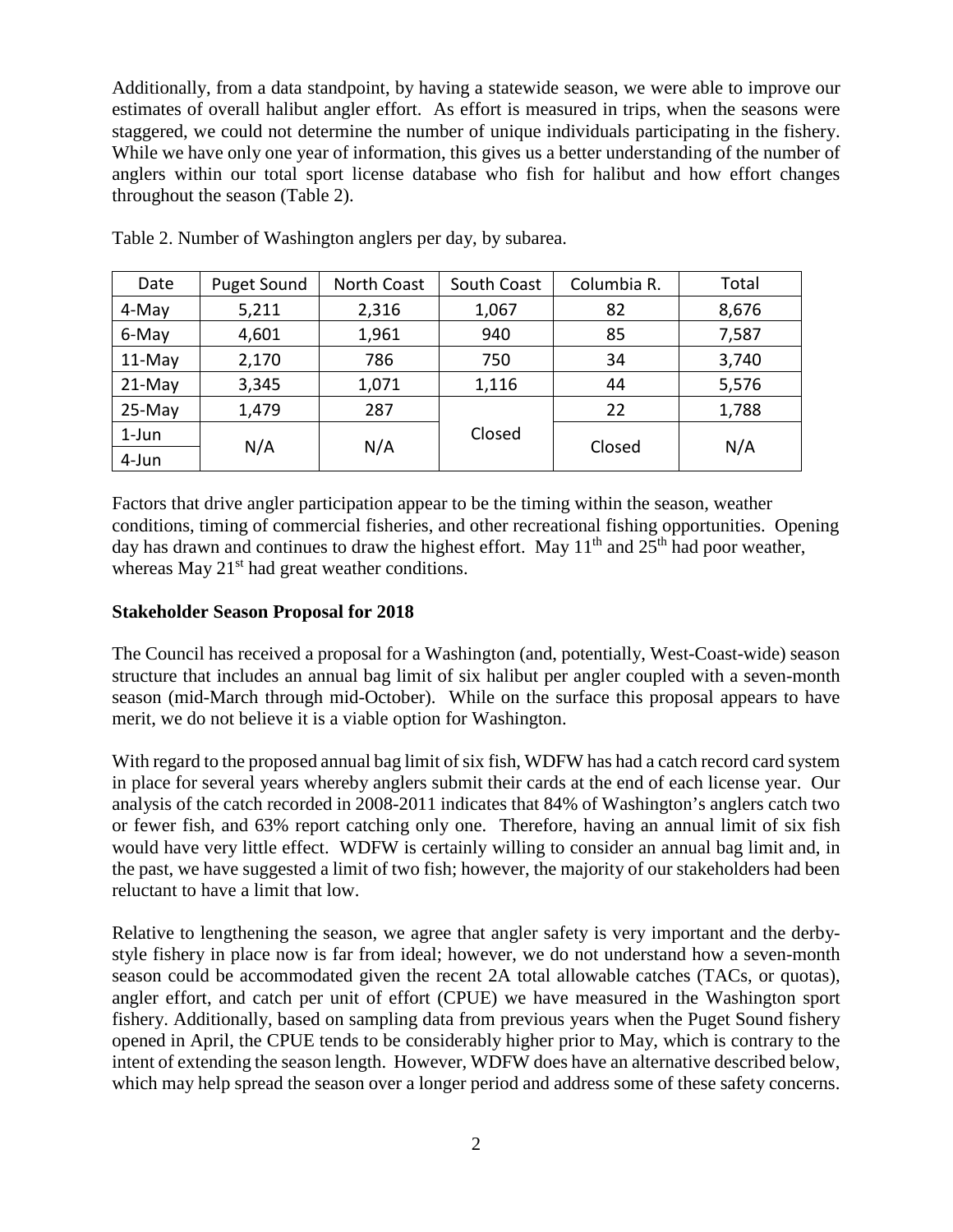Additionally, from a data standpoint, by having a statewide season, we were able to improve our estimates of overall halibut angler effort. As effort is measured in trips, when the seasons were staggered, we could not determine the number of unique individuals participating in the fishery. While we have only one year of information, this gives us a better understanding of the number of anglers within our total sport license database who fish for halibut and how effort changes throughout the season (Table 2).

Table 2. Number of Washington anglers per day, by subarea.

| Date | Puget Sound | North Coast | South Coast | Columbia R. | Total |
|---|---|---|---|---|---|
| 4-May | 5,211 | 2,316 | 1,067 | 82 | 8,676 |
| 6-May | 4,601 | 1,961 | 940 | 85 | 7,587 |
| 11-May | 2,170 | 786 | 750 | 34 | 3,740 |
| 21-May | 3,345 | 1,071 | 1,116 | 44 | 5,576 |
| 25-May | 1,479 | 287 | Closed | 22 | 1,788 |
| 1-Jun | N/A | N/A | Closed | Closed | N/A |
| 4-Jun | N/A | N/A | Closed | Closed | N/A |

Factors that drive angler participation appear to be the timing within the season, weather conditions, timing of commercial fisheries, and other recreational fishing opportunities. Opening day has drawn and continues to draw the highest effort. May 11th and 25th had poor weather, whereas May 21st had great weather conditions.

### Stakeholder Season Proposal for 2018

The Council has received a proposal for a Washington (and, potentially, West-Coast-wide) season structure that includes an annual bag limit of six halibut per angler coupled with a seven-month season (mid-March through mid-October). While on the surface this proposal appears to have merit, we do not believe it is a viable option for Washington.

With regard to the proposed annual bag limit of six fish, WDFW has had a catch record card system in place for several years whereby anglers submit their cards at the end of each license year. Our analysis of the catch recorded in 2008-2011 indicates that 84% of Washington's anglers catch two or fewer fish, and 63% report catching only one. Therefore, having an annual limit of six fish would have very little effect. WDFW is certainly willing to consider an annual bag limit and, in the past, we have suggested a limit of two fish; however, the majority of our stakeholders had been reluctant to have a limit that low.

Relative to lengthening the season, we agree that angler safety is very important and the derby-style fishery in place now is far from ideal; however, we do not understand how a seven-month season could be accommodated given the recent 2A total allowable catches (TACs, or quotas), angler effort, and catch per unit of effort (CPUE) we have measured in the Washington sport fishery. Additionally, based on sampling data from previous years when the Puget Sound fishery opened in April, the CPUE tends to be considerably higher prior to May, which is contrary to the intent of extending the season length. However, WDFW does have an alternative described below, which may help spread the season over a longer period and address some of these safety concerns.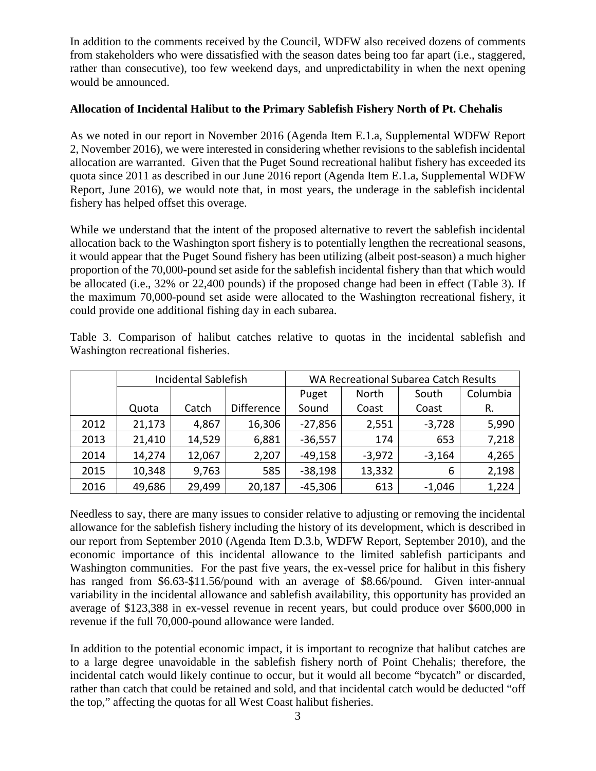In addition to the comments received by the Council, WDFW also received dozens of comments from stakeholders who were dissatisfied with the season dates being too far apart (i.e., staggered, rather than consecutive), too few weekend days, and unpredictability in when the next opening would be announced.

**Allocation of Incidental Halibut to the Primary Sablefish Fishery North of Pt. Chehalis**

As we noted in our report in November 2016 (Agenda Item E.1.a, Supplemental WDFW Report 2, November 2016), we were interested in considering whether revisions to the sablefish incidental allocation are warranted. Given that the Puget Sound recreational halibut fishery has exceeded its quota since 2011 as described in our June 2016 report (Agenda Item E.1.a, Supplemental WDFW Report, June 2016), we would note that, in most years, the underage in the sablefish incidental fishery has helped offset this overage.

While we understand that the intent of the proposed alternative to revert the sablefish incidental allocation back to the Washington sport fishery is to potentially lengthen the recreational seasons, it would appear that the Puget Sound fishery has been utilizing (albeit post-season) a much higher proportion of the 70,000-pound set aside for the sablefish incidental fishery than that which would be allocated (i.e., 32% or 22,400 pounds) if the proposed change had been in effect (Table 3). If the maximum 70,000-pound set aside were allocated to the Washington recreational fishery, it could provide one additional fishing day in each subarea.

Table 3. Comparison of halibut catches relative to quotas in the incidental sablefish and Washington recreational fisheries.

| | Incidental Sablefish | | | WA Recreational Subarea Catch Results | | | |
|---|---|---|---|---|---|---|---|
| | Quota | Catch | Difference | Puget Sound | North Coast | South Coast | Columbia R. |
| 2012 | 21,173 | 4,867 | 16,306 | -27,856 | 2,551 | -3,728 | 5,990 |
| 2013 | 21,410 | 14,529 | 6,881 | -36,557 | 174 | 653 | 7,218 |
| 2014 | 14,274 | 12,067 | 2,207 | -49,158 | -3,972 | -3,164 | 4,265 |
| 2015 | 10,348 | 9,763 | 585 | -38,198 | 13,332 | 6 | 2,198 |
| 2016 | 49,686 | 29,499 | 20,187 | -45,306 | 613 | -1,046 | 1,224 |

Needless to say, there are many issues to consider relative to adjusting or removing the incidental allowance for the sablefish fishery including the history of its development, which is described in our report from September 2010 (Agenda Item D.3.b, WDFW Report, September 2010), and the economic importance of this incidental allowance to the limited sablefish participants and Washington communities. For the past five years, the ex-vessel price for halibut in this fishery has ranged from $6.63-$11.56/pound with an average of $8.66/pound. Given inter-annual variability in the incidental allowance and sablefish availability, this opportunity has provided an average of $123,388 in ex-vessel revenue in recent years, but could produce over $600,000 in revenue if the full 70,000-pound allowance were landed.

In addition to the potential economic impact, it is important to recognize that halibut catches are to a large degree unavoidable in the sablefish fishery north of Point Chehalis; therefore, the incidental catch would likely continue to occur, but it would all become "bycatch" or discarded, rather than catch that could be retained and sold, and that incidental catch would be deducted "off the top," affecting the quotas for all West Coast halibut fisheries.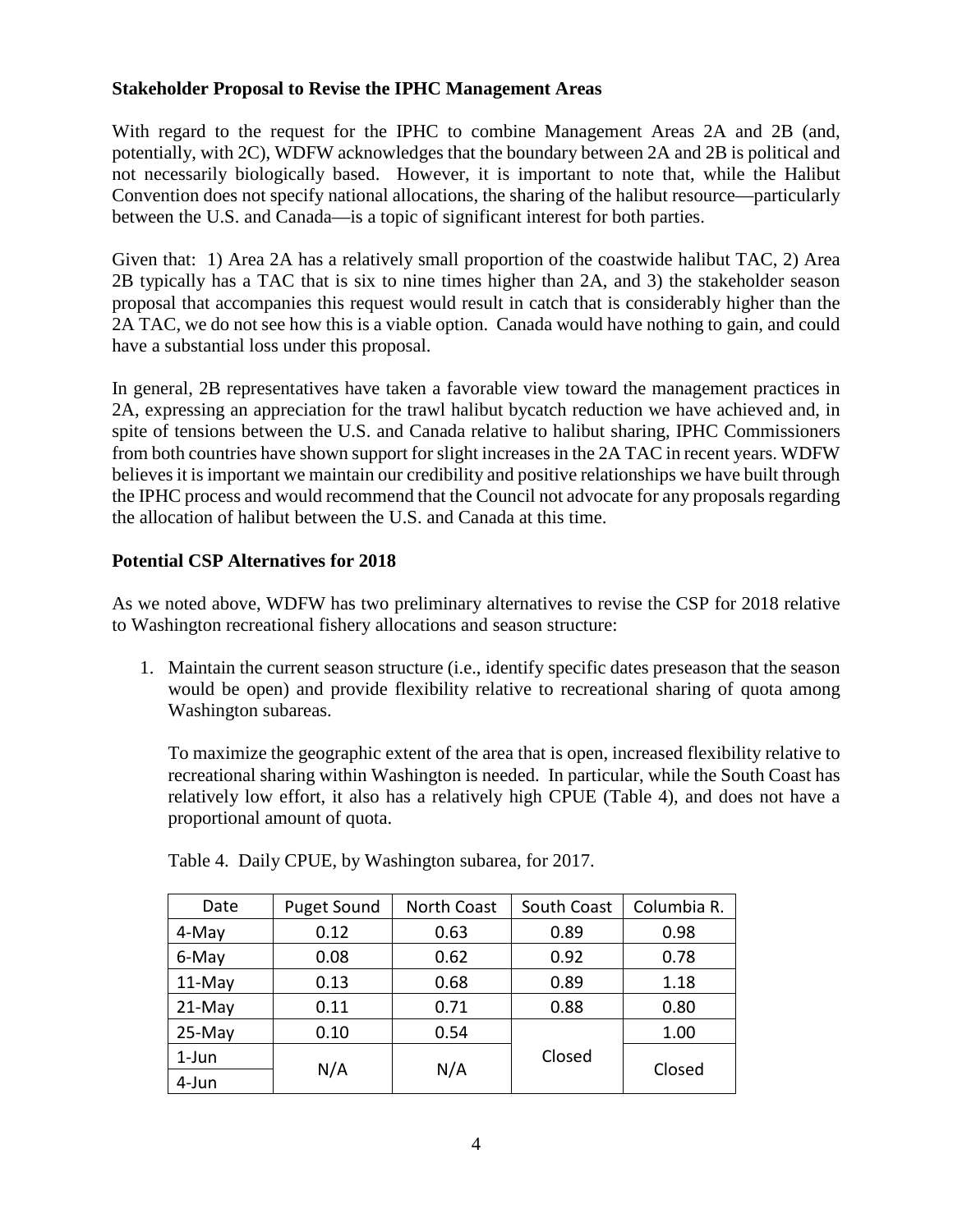**Stakeholder Proposal to Revise the IPHC Management Areas**

With regard to the request for the IPHC to combine Management Areas 2A and 2B (and, potentially, with 2C), WDFW acknowledges that the boundary between 2A and 2B is political and not necessarily biologically based. However, it is important to note that, while the Halibut Convention does not specify national allocations, the sharing of the halibut resource—particularly between the U.S. and Canada—is a topic of significant interest for both parties.

Given that: 1) Area 2A has a relatively small proportion of the coastwide halibut TAC, 2) Area 2B typically has a TAC that is six to nine times higher than 2A, and 3) the stakeholder season proposal that accompanies this request would result in catch that is considerably higher than the 2A TAC, we do not see how this is a viable option. Canada would have nothing to gain, and could have a substantial loss under this proposal.

In general, 2B representatives have taken a favorable view toward the management practices in 2A, expressing an appreciation for the trawl halibut bycatch reduction we have achieved and, in spite of tensions between the U.S. and Canada relative to halibut sharing, IPHC Commissioners from both countries have shown support for slight increases in the 2A TAC in recent years. WDFW believes it is important we maintain our credibility and positive relationships we have built through the IPHC process and would recommend that the Council not advocate for any proposals regarding the allocation of halibut between the U.S. and Canada at this time.

**Potential CSP Alternatives for 2018**

As we noted above, WDFW has two preliminary alternatives to revise the CSP for 2018 relative to Washington recreational fishery allocations and season structure:

1. Maintain the current season structure (i.e., identify specific dates preseason that the season would be open) and provide flexibility relative to recreational sharing of quota among Washington subareas.

   To maximize the geographic extent of the area that is open, increased flexibility relative to recreational sharing within Washington is needed. In particular, while the South Coast has relatively low effort, it also has a relatively high CPUE (Table 4), and does not have a proportional amount of quota.

   Table 4. Daily CPUE, by Washington subarea, for 2017.

| Date | Puget Sound | North Coast | South Coast | Columbia R. |
|---|---|---|---|---|
| 4-May | 0.12 | 0.63 | 0.89 | 0.98 |
| 6-May | 0.08 | 0.62 | 0.92 | 0.78 |
| 11-May | 0.13 | 0.68 | 0.89 | 1.18 |
| 21-May | 0.11 | 0.71 | 0.88 | 0.80 |
| 25-May | 0.10 | 0.54 | Closed | 1.00 |
| 1-Jun | N/A | N/A | | Closed |
| 4-Jun | | | | |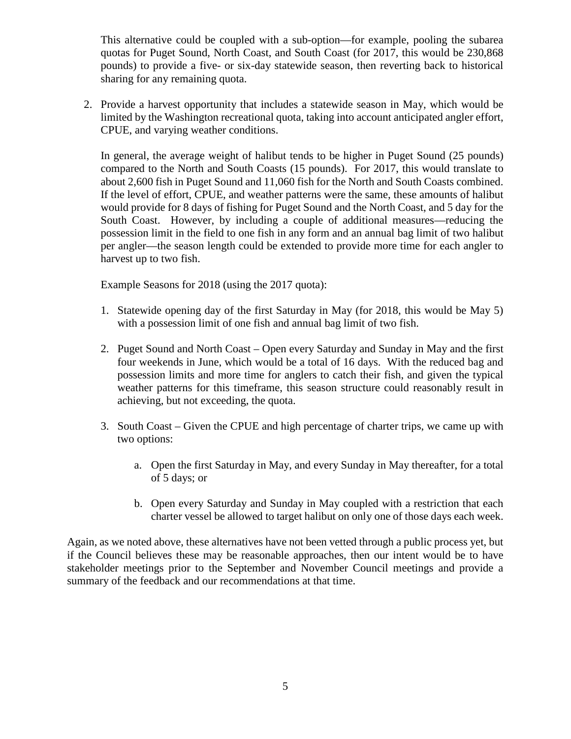This alternative could be coupled with a sub-option—for example, pooling the subarea quotas for Puget Sound, North Coast, and South Coast (for 2017, this would be 230,868 pounds) to provide a five- or six-day statewide season, then reverting back to historical sharing for any remaining quota.

2. Provide a harvest opportunity that includes a statewide season in May, which would be limited by the Washington recreational quota, taking into account anticipated angler effort, CPUE, and varying weather conditions.

   In general, the average weight of halibut tends to be higher in Puget Sound (25 pounds) compared to the North and South Coasts (15 pounds). For 2017, this would translate to about 2,600 fish in Puget Sound and 11,060 fish for the North and South Coasts combined. If the level of effort, CPUE, and weather patterns were the same, these amounts of halibut would provide for 8 days of fishing for Puget Sound and the North Coast, and 5 day for the South Coast. However, by including a couple of additional measures—reducing the possession limit in the field to one fish in any form and an annual bag limit of two halibut per angler—the season length could be extended to provide more time for each angler to harvest up to two fish.

   Example Seasons for 2018 (using the 2017 quota):

   1. Statewide opening day of the first Saturday in May (for 2018, this would be May 5) with a possession limit of one fish and annual bag limit of two fish.

   2. Puget Sound and North Coast – Open every Saturday and Sunday in May and the first four weekends in June, which would be a total of 16 days. With the reduced bag and possession limits and more time for anglers to catch their fish, and given the typical weather patterns for this timeframe, this season structure could reasonably result in achieving, but not exceeding, the quota.

   3. South Coast – Given the CPUE and high percentage of charter trips, we came up with two options:

      a. Open the first Saturday in May, and every Sunday in May thereafter, for a total of 5 days; or

      b. Open every Saturday and Sunday in May coupled with a restriction that each charter vessel be allowed to target halibut on only one of those days each week.

Again, as we noted above, these alternatives have not been vetted through a public process yet, but if the Council believes these may be reasonable approaches, then our intent would be to have stakeholder meetings prior to the September and November Council meetings and provide a summary of the feedback and our recommendations at that time.